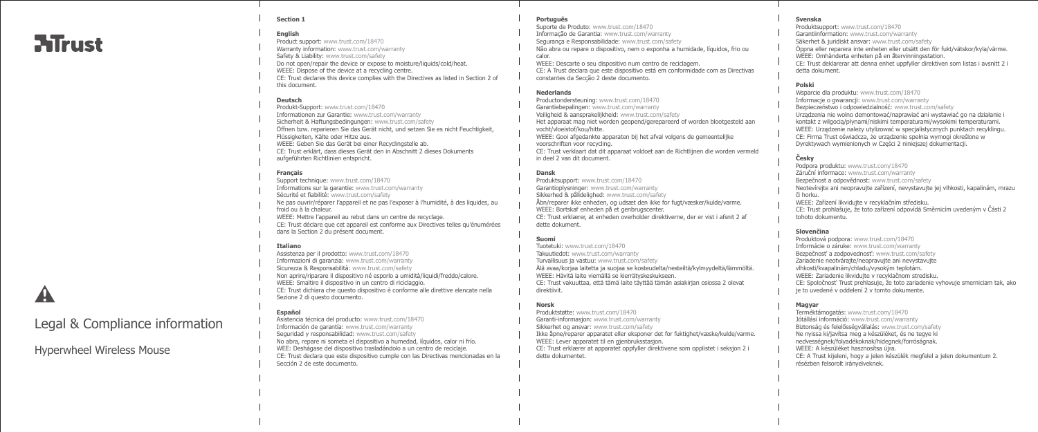Trust

Legal & Compliance information

Hyperwheel Wireless Mouse

## Section 1

### English

Product support: www.trust.com/18470
Warranty information: www.trust.com/warranty
Safety & Liability: www.trust.com/safety
Do not open/repair the device or expose to moisture/liquids/cold/heat.
WEEE: Dispose of the device at a recycling centre.
CE: Trust declares this device complies with the Directives as listed in Section 2 of this document.

### Deutsch

Produkt-Support: www.trust.com/18470
Informationen zur Garantie: www.trust.com/warranty
Sicherheit & Haftungsbedingungen: www.trust.com/safety
Öffnen bzw. reparieren Sie das Gerät nicht, und setzen Sie es nicht Feuchtigkeit, Flüssigkeiten, Kälte oder Hitze aus.
WEEE: Geben Sie das Gerät bei einer Recyclingstelle ab.
CE: Trust erklärt, dass dieses Gerät den in Abschnitt 2 dieses Dokuments aufgeführten Richtlinien entspricht.

### Français

Support technique: www.trust.com/18470
Informations sur la garantie: www.trust.com/warranty
Sécurité et fiabilité: www.trust.com/safety
Ne pas ouvrir/réparer l'appareil et ne pas l'exposer à l'humidité, à des liquides, au froid ou à la chaleur.
WEEE: Mettre l'appareil au rebut dans un centre de recyclage.
CE: Trust déclare que cet appareil est conforme aux Directives telles qu'énumérées dans la Section 2 du présent document.

### Italiano

Assistenza per il prodotto: www.trust.com/18470
Informazioni di garanzia: www.trust.com/warranty
Sicurezza & Responsabilità: www.trust.com/safety
Non aprire/riparare il dispositivo né esporlo a umidità/liquidi/freddo/calore.
WEEE: Smaltire il dispositivo in un centro di riciclaggio.
CE: Trust dichiara che questo dispositivo è conforme alle direttive elencate nella Sezione 2 di questo documento.

### Español

Asistencia técnica del producto: www.trust.com/18470
Información de garantía: www.trust.com/warranty
Seguridad y responsabilidad: www.trust.com/safety
No abra, repare ni someta el dispositivo a humedad, líquidos, calor ni frío.
WEE: Deshágase del dispositivo trasladándolo a un centro de reciclaje.
CE: Trust declara que este dispositivo cumple con las Directivas mencionadas en la Sección 2 de este documento.

### Português

Suporte de Produto: www.trust.com/18470
Informação de Garantia: www.trust.com/warranty
Segurança e Responsabilidade: www.trust.com/safety
Não abra ou repare o dispositivo, nem o exponha a humidade, líquidos, frio ou calor.
WEEE: Descarte o seu dispositivo num centro de reciclagem.
CE: A Trust declara que este dispositivo está em conformidade com as Directivas constantes da Secção 2 deste documento.

### Nederlands

Productondersteuning: www.trust.com/18470
Garantiebepalingen: www.trust.com/warranty
Veiligheid & aansprakelijkheid: www.trust.com/safety
Het apparaat mag niet worden geopend/gerepareerd of worden blootgesteld aan vocht/vloeistof/kou/hitte.
WEEE: Gooi afgedankte apparaten bij het afval volgens de gemeentelijke voorschriften voor recycling.
CE: Trust verklaart dat dit apparaat voldoet aan de Richtlijnen die worden vermeld in deel 2 van dit document.

### Dansk

Produktsupport: www.trust.com/18470
Garantioplysninger: www.trust.com/warranty
Sikkerhed & pålidelighed: www.trust.com/safety
Åbn/reparer ikke enheden, og udsæt den ikke for fugt/væsker/kulde/varme.
WEEE: Bortskaf enheden på et genbrugscenter.
CE: Trust erklærer, at enheden overholder direktiverne, der er vist i afsnit 2 af dette dokument.

### Suomi

Tuotetuki: www.trust.com/18470
Takuutiedot: www.trust.com/warranty
Turvallisuus ja vastuu: www.trust.com/safety
Älä avaa/korjaa laitetta ja suojaa se kosteudelta/nesteiltä/kylmyydeltä/lämmöltä.
WEEE: Hävitä laite viemällä se kierrätyskeskukseen.
CE: Trust vakuuttaa, että tämä laite täyttää tämän asiakirjan osiossa 2 olevat direktiivit.

### Norsk

Produktstøtte: www.trust.com/18470
Garanti-informasjon: www.trust.com/warranty
Sikkerhet og ansvar: www.trust.com/safety
Ikke åpne/reparer apparatet eller eksponer det for fuktighet/væske/kulde/varme.
WEEE: Lever apparatet til en gjenbruksstasjon.
CE: Trust erklærer at apparatet oppfyller direktivene som opplistet i seksjon 2 i dette dokumentet.

### Svenska

Produktsupport: www.trust.com/18470
Garantiinformation: www.trust.com/warranty
Säkerhet & juridiskt ansvar: www.trust.com/safety
Öppna eller reparera inte enheten eller utsätt den för fukt/vätskor/kyla/värme.
WEEE: Omhänderta enheten på en återvinningsstation.
CE: Trust deklarerar att denna enhet uppfyller direktiven som listas i avsnitt 2 i detta dokument.

### Polski

Wsparcie dla produktu: www.trust.com/18470
Informacje o gwarancji: www.trust.com/warranty
Bezpieczeństwo i odpowiedzialność: www.trust.com/safety
Urządzenia nie wolno demontować/naprawiać ani wystawiać go na działanie i kontakt z wilgocią/płynami/niskimi temperaturami/wysokimi temperaturami.
WEEE: Urządzenie należy utylizować w specjalistycznych punktach recyklingu.
CE: Firma Trust oświadcza, że urządzenie spełnia wymogi określone w Dyrektywach wymienionych w Części 2 niniejszej dokumentacji.

### Česky

Podpora produktu: www.trust.com/18470
Záruční informace: www.trust.com/warranty
Bezpečnost a odpovědnost: www.trust.com/safety
Neotevírejte ani neopravujte zařízení, nevystavujte jej vlhkosti, kapalinám, mrazu či horku.
WEEE: Zařízení likvidujte v recyklačním středisku.
CE: Trust prohlašuje, že toto zařízení odpovídá Směrnicím uvedeným v Části 2 tohoto dokumentu.

### Slovenčina

Produktová podpora: www.trust.com/18470
Informácie o záruke: www.trust.com/warranty
Bezpečnosť a zodpovednosť: www.trust.com/safety
Zariadenie neotvárajte/neopravujte ani nevystavujte vlhkosti/kvapalinám/chladu/vysokým teplotám.
WEEE: Zariadenie likvidujte v recyklačnom stredisku.
CE: Spoločnosť Trust prehlasuje, že toto zariadenie vyhovuje smerniciam tak, ako je to uvedené v oddelení 2 v tomto dokumente.

### Magyar

Terméktámogatás: www.trust.com/18470
Jótállási információ: www.trust.com/warranty
Biztonság és felelősségvállalás: www.trust.com/safety
Ne nyissa ki/javítsa meg a készüléket, és ne tegye ki nedvességnek/folyadékoknak/hidegnek/forróságnak.
WEEE: A készüléket hasznosítsa újra.
CE: A Trust kijelenti, hogy a jelen készülék megfelel a jelen dokumentum 2. részében felsorolt irányelveknek.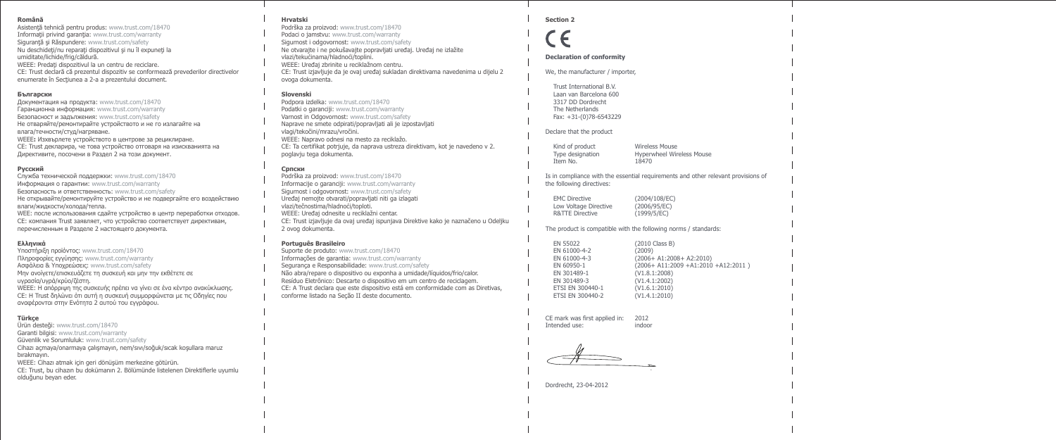### Română

Asistenţă tehnică pentru produs: www.trust.com/18470
Informaţii privind garanţia: www.trust.com/warranty
Siguranţă şi Răspundere: www.trust.com/safety
Nu deschideţi/nu reparaţi dispozitivul şi nu îl expuneţi la umiditate/lichide/frig/căldură.
WEEE: Predaţi dispozitivul la un centru de reciclare.
CE: Trust declară că prezentul dispozitiv se conformează prevederilor directivelor enumerate în Secţiunea a 2-a a prezentului document.

### Български

Документация на продукта: www.trust.com/18470
Гаранционна информация: www.trust.com/warranty
Безопасност и задължения: www.trust.com/safety
Не отваряйте/ремонтирайте устройството и не го излагайте на влага/течности/студ/нагряване.
WEEE: Изхвърлете устройството в центрове за рециклиране.
CE: Trust декларира, че това устройство отговаря на изискванията на Директивите, посочени в Раздел 2 на този документ.

### Русский

Служба технической поддержки: www.trust.com/18470
Информация о гарантии: www.trust.com/warranty
Безопасность и ответственность: www.trust.com/safety
Не открывайте/ремонтируйте устройство и не подвергайте его воздействию влаги/жидкости/холода/тепла.
WEE: после использования сдайте устройство в центр переработки отходов.
CE: компания Trust заявляет, что устройство соответствует директивам, перечисленным в Разделе 2 настоящего документа.

### Ελληνικά

Υποστήριξη προϊόντος: www.trust.com/18470
Πληροφορίες εγγύησης: www.trust.com/warranty
Ασφάλεια & Υποχρεώσεις: www.trust.com/safety
Μην ανοίγετε/επισκευάζετε τη συσκευή και μην την εκθέτετε σε υγρασία/υγρά/κρύο/ζέστη.
WEEE: Η απόρριψη της συσκευής πρέπει να γίνει σε ένα κέντρο ανακύκλωσης.
CE: Η Trust δηλώνει ότι αυτή η συσκευή συμμορφώνεται με τις Οδηγίες που αναφέρονται στην Ενότητα 2 αυτού του εγγράφου.

### Türkçe

Ürün desteği: www.trust.com/18470
Garanti bilgisi: www.trust.com/warranty
Güvenlik ve Sorumluluk: www.trust.com/safety
Cihazı açmaya/onarmaya çalışmayın, nem/sıvı/soğuk/sıcak koşullara maruz bırakmayın.
WEEE: Cihazı atmak için geri dönüşüm merkezine götürün.
CE: Trust, bu cihazın bu dokümanın 2. Bölümünde listelenen Direktiflerle uyumlu olduğunu beyan eder.

### Hrvatski

Podrška za proizvod: www.trust.com/18470
Podaci o jamstvu: www.trust.com/warranty
Sigurnost i odgovornost: www.trust.com/safety
Ne otvarajte i ne pokušavajte popravljati uređaj. Uređaj ne izlažite vlazi/tekućinama/hladnoći/toplini.
WEEE: Uređaj zbrinite u reciklažnom centru.
CE: Trust izjavljuje da je ovaj uređaj sukladan direktivama navedenima u dijelu 2 ovoga dokumenta.

### Slovenski

Podpora izdelka: www.trust.com/18470
Podatki o garanciji: www.trust.com/warranty
Varnost in Odgovornost: www.trust.com/safety
Naprave ne smete odpirati/popravljati ali je izpostavljati vlagi/tekočini/mrazu/vročini.
WEEE: Napravo odnesi na mesto za reciklažo.
CE: Ta certifikat potrjuje, da naprava ustreza direktivam, kot je navedeno v 2. poglavju tega dokumenta.

### Српски

Podrška za proizvod: www.trust.com/18470
Informacije o garanciji: www.trust.com/warranty
Sigurnost i odgovornost: www.trust.com/safety
Uređaj nemojte otvarati/popravljati niti ga izlagati vlazi/tečnostima/hladnoći/toploti.
WEEE: Uređaj odnesite u reciklažni centar.
CE: Trust izjavljuje da ovaj uređaj ispunjava Direktive kako je naznačeno u Odeljku 2 ovog dokumenta.

### Português Brasileiro

Suporte de produto: www.trust.com/18470
Informações de garantia: www.trust.com/warranty
Segurança e Responsabilidade: www.trust.com/safety
Não abra/repare o dispositivo ou exponha a umidade/líquidos/frio/calor.
Resíduo Eletrônico: Descarte o dispositivo em um centro de reciclagem.
CE: A Trust declara que este dispositivo está em conformidade com as Diretivas, conforme listado na Seção II deste documento.

## Section 2

CE

**Declaration of conformity**

We, the manufacturer / importer,

Trust International B.V.
Laan van Barcelona 600
3317 DD Dordrecht
The Netherlands
Fax: +31-(0)78-6543229

Declare that the product

| | |
|---|---|
| Kind of product | Wireless Mouse |
| Type designation | Hyperwheel Wireless Mouse |
| Item No. | 18470 |

Is in compliance with the essential requirements and other relevant provisions of the following directives:

| | |
|---|---|
| EMC Directive | (2004/108/EC) |
| Low Voltage Directive | (2006/95/EC) |
| R&TTE Directive | (1999/5/EC) |

The product is compatible with the following norms / standards:

| | |
|---|---|
| EN 55022 | (2010 Class B) |
| EN 61000-4-2 | (2009) |
| EN 61000-4-3 | (2006+ A1:2008+ A2:2010) |
| EN 60950-1 | (2006+ A11:2009 +A1:2010 +A12:2011 ) |
| EN 301489-1 | (V1.8.1:2008) |
| EN 301489-3 | (V1.4.1:2002) |
| ETSI EN 300440-1 | (V1.6.1:2010) |
| ETSI EN 300440-2 | (V1.4.1:2010) |

| | |
|---|---|
| CE mark was first applied in: | 2012 |
| Intended use: | indoor |

Dordrecht, 23-04-2012